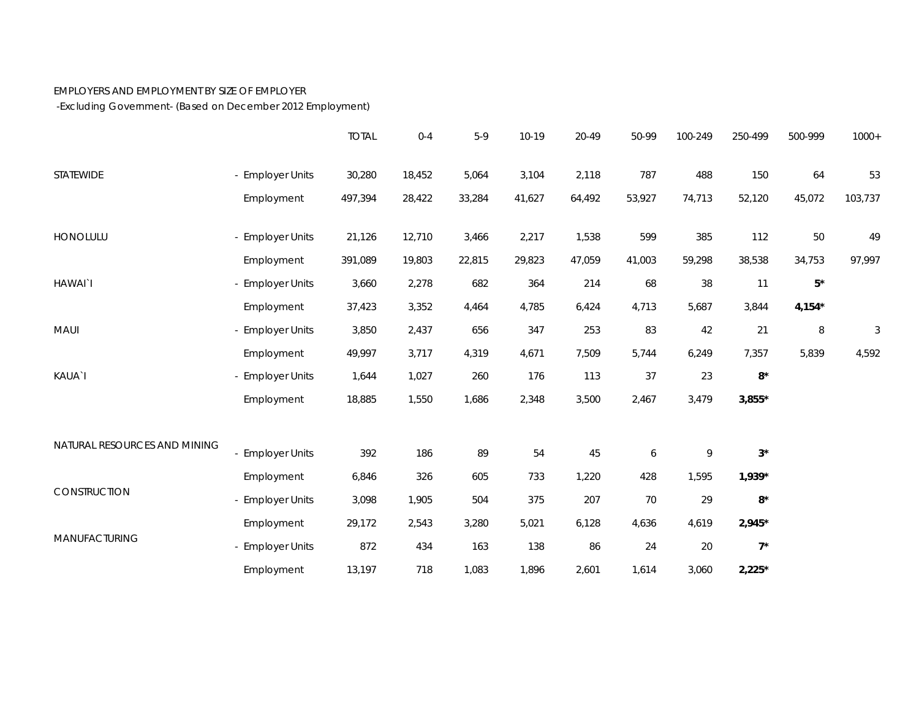EMPLOYERS AND EMPLOYMENT BY SIZE OF EMPLOYER

-Excluding Government- (Based on December 2012 Employment)

| | | TOTAL | 0-4 | 5-9 | 10-19 | 20-49 | 50-99 | 100-249 | 250-499 | 500-999 | 1000+ |
|---|---|---|---|---|---|---|---|---|---|---|---|
| STATEWIDE | - Employer Units | 30,280 | 18,452 | 5,064 | 3,104 | 2,118 | 787 | 488 | 150 | 64 | 53 |
| | Employment | 497,394 | 28,422 | 33,284 | 41,627 | 64,492 | 53,927 | 74,713 | 52,120 | 45,072 | 103,737 |
| HONOLULU | - Employer Units | 21,126 | 12,710 | 3,466 | 2,217 | 1,538 | 599 | 385 | 112 | 50 | 49 |
| | Employment | 391,089 | 19,803 | 22,815 | 29,823 | 47,059 | 41,003 | 59,298 | 38,538 | 34,753 | 97,997 |
| HAWAI`I | - Employer Units | 3,660 | 2,278 | 682 | 364 | 214 | 68 | 38 | 11 | **5*** | |
| | Employment | 37,423 | 3,352 | 4,464 | 4,785 | 6,424 | 4,713 | 5,687 | 3,844 | **4,154*** | |
| MAUI | - Employer Units | 3,850 | 2,437 | 656 | 347 | 253 | 83 | 42 | 21 | 8 | 3 |
| | Employment | 49,997 | 3,717 | 4,319 | 4,671 | 7,509 | 5,744 | 6,249 | 7,357 | 5,839 | 4,592 |
| KAUA`I | - Employer Units | 1,644 | 1,027 | 260 | 176 | 113 | 37 | 23 | **8*** | | |
| | Employment | 18,885 | 1,550 | 1,686 | 2,348 | 3,500 | 2,467 | 3,479 | **3,855*** | | |
| NATURAL RESOURCES AND MINING | - Employer Units | 392 | 186 | 89 | 54 | 45 | 6 | 9 | **3*** | | |
| | Employment | 6,846 | 326 | 605 | 733 | 1,220 | 428 | 1,595 | **1,939*** | | |
| CONSTRUCTION | - Employer Units | 3,098 | 1,905 | 504 | 375 | 207 | 70 | 29 | **8*** | | |
| | Employment | 29,172 | 2,543 | 3,280 | 5,021 | 6,128 | 4,636 | 4,619 | **2,945*** | | |
| MANUFACTURING | - Employer Units | 872 | 434 | 163 | 138 | 86 | 24 | 20 | **7*** | | |
| | Employment | 13,197 | 718 | 1,083 | 1,896 | 2,601 | 1,614 | 3,060 | **2,225*** | | |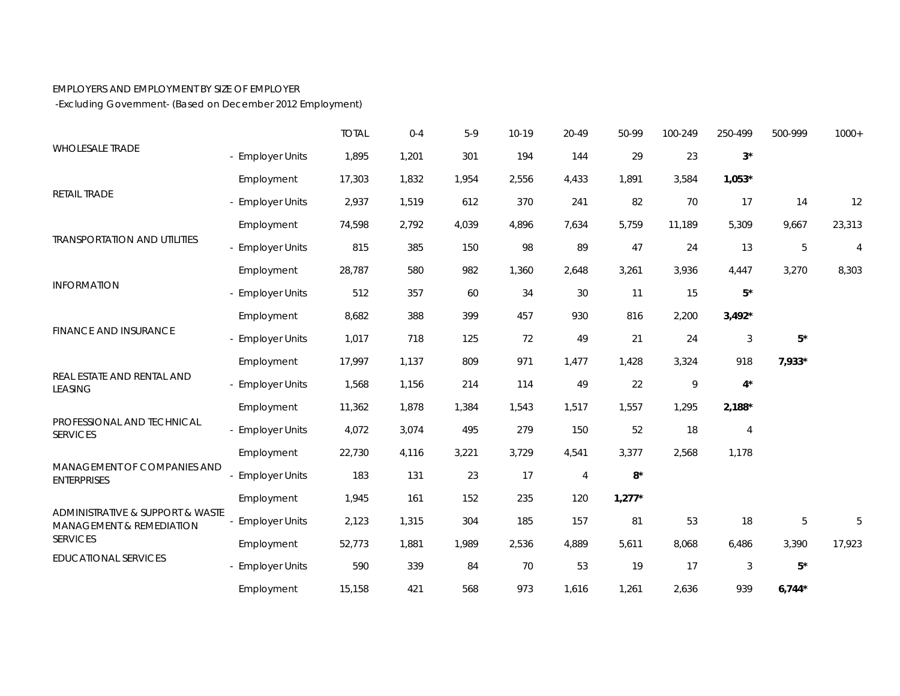EMPLOYERS AND EMPLOYMENT BY SIZE OF EMPLOYER

-Excluding Government- (Based on December 2012 Employment)

| | | TOTAL | 0-4 | 5-9 | 10-19 | 20-49 | 50-99 | 100-249 | 250-499 | 500-999 | 1000+ |
|---|---|---|---|---|---|---|---|---|---|---|---|
| WHOLESALE TRADE | - Employer Units | 1,895 | 1,201 | 301 | 194 | 144 | 29 | 23 | **3*** | | |
| | Employment | 17,303 | 1,832 | 1,954 | 2,556 | 4,433 | 1,891 | 3,584 | **1,053*** | | |
| RETAIL TRADE | - Employer Units | 2,937 | 1,519 | 612 | 370 | 241 | 82 | 70 | 17 | 14 | 12 |
| | Employment | 74,598 | 2,792 | 4,039 | 4,896 | 7,634 | 5,759 | 11,189 | 5,309 | 9,667 | 23,313 |
| TRANSPORTATION AND UTILITIES | - Employer Units | 815 | 385 | 150 | 98 | 89 | 47 | 24 | 13 | 5 | 4 |
| | Employment | 28,787 | 580 | 982 | 1,360 | 2,648 | 3,261 | 3,936 | 4,447 | 3,270 | 8,303 |
| INFORMATION | - Employer Units | 512 | 357 | 60 | 34 | 30 | 11 | 15 | **5*** | | |
| | Employment | 8,682 | 388 | 399 | 457 | 930 | 816 | 2,200 | **3,492*** | | |
| FINANCE AND INSURANCE | - Employer Units | 1,017 | 718 | 125 | 72 | 49 | 21 | 24 | 3 | **5*** | |
| | Employment | 17,997 | 1,137 | 809 | 971 | 1,477 | 1,428 | 3,324 | 918 | **7,933*** | |
| REAL ESTATE AND RENTAL AND LEASING | - Employer Units | 1,568 | 1,156 | 214 | 114 | 49 | 22 | 9 | **4*** | | |
| | Employment | 11,362 | 1,878 | 1,384 | 1,543 | 1,517 | 1,557 | 1,295 | **2,188*** | | |
| PROFESSIONAL AND TECHNICAL SERVICES | - Employer Units | 4,072 | 3,074 | 495 | 279 | 150 | 52 | 18 | 4 | | |
| | Employment | 22,730 | 4,116 | 3,221 | 3,729 | 4,541 | 3,377 | 2,568 | 1,178 | | |
| MANAGEMENT OF COMPANIES AND ENTERPRISES | - Employer Units | 183 | 131 | 23 | 17 | 4 | **8*** | | | | |
| | Employment | 1,945 | 161 | 152 | 235 | 120 | **1,277*** | | | | |
| ADMINISTRATIVE & SUPPORT & WASTE MANAGEMENT & REMEDIATION SERVICES | - Employer Units | 2,123 | 1,315 | 304 | 185 | 157 | 81 | 53 | 18 | 5 | 5 |
| | Employment | 52,773 | 1,881 | 1,989 | 2,536 | 4,889 | 5,611 | 8,068 | 6,486 | 3,390 | 17,923 |
| EDUCATIONAL SERVICES | - Employer Units | 590 | 339 | 84 | 70 | 53 | 19 | 17 | 3 | **5*** | |
| | Employment | 15,158 | 421 | 568 | 973 | 1,616 | 1,261 | 2,636 | 939 | **6,744*** | |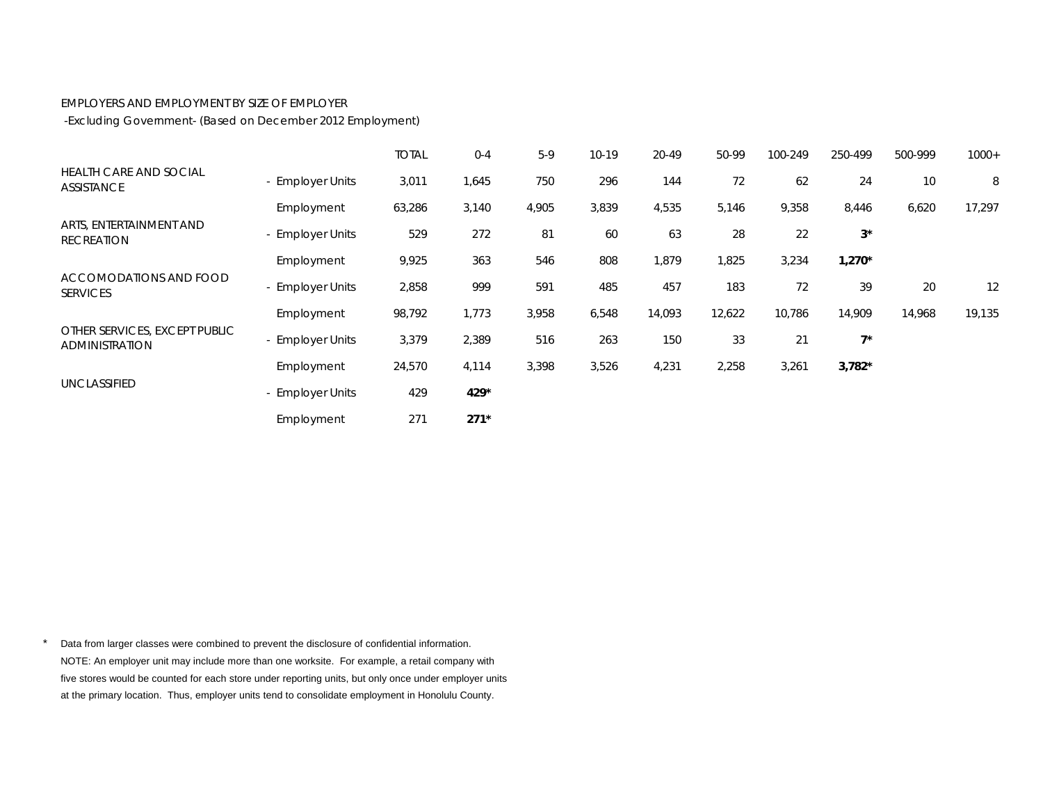EMPLOYERS AND EMPLOYMENT BY SIZE OF EMPLOYER

-Excluding Government- (Based on December 2012 Employment)

| | | TOTAL | 0-4 | 5-9 | 10-19 | 20-49 | 50-99 | 100-249 | 250-499 | 500-999 | 1000+ |
|---|---|---|---|---|---|---|---|---|---|---|---|
| HEALTH CARE AND SOCIAL ASSISTANCE | - Employer Units | 3,011 | 1,645 | 750 | 296 | 144 | 72 | 62 | 24 | 10 | 8 |
| | Employment | 63,286 | 3,140 | 4,905 | 3,839 | 4,535 | 5,146 | 9,358 | 8,446 | 6,620 | 17,297 |
| ARTS, ENTERTAINMENT AND RECREATION | - Employer Units | 529 | 272 | 81 | 60 | 63 | 28 | 22 | **3*** | | |
| | Employment | 9,925 | 363 | 546 | 808 | 1,879 | 1,825 | 3,234 | **1,270*** | | |
| ACCOMODATIONS AND FOOD SERVICES | - Employer Units | 2,858 | 999 | 591 | 485 | 457 | 183 | 72 | 39 | 20 | 12 |
| | Employment | 98,792 | 1,773 | 3,958 | 6,548 | 14,093 | 12,622 | 10,786 | 14,909 | 14,968 | 19,135 |
| OTHER SERVICES, EXCEPT PUBLIC ADMINISTRATION | - Employer Units | 3,379 | 2,389 | 516 | 263 | 150 | 33 | 21 | **7*** | | |
| | Employment | 24,570 | 4,114 | 3,398 | 3,526 | 4,231 | 2,258 | 3,261 | **3,782*** | | |
| UNCLASSIFIED | - Employer Units | 429 | **429*** | | | | | | | | |
| | Employment | 271 | **271*** | | | | | | | | |

\* Data from larger classes were combined to prevent the disclosure of confidential information.

NOTE: An employer unit may include more than one worksite. For example, a retail company with five stores would be counted for each store under reporting units, but only once under employer units at the primary location. Thus, employer units tend to consolidate employment in Honolulu County.